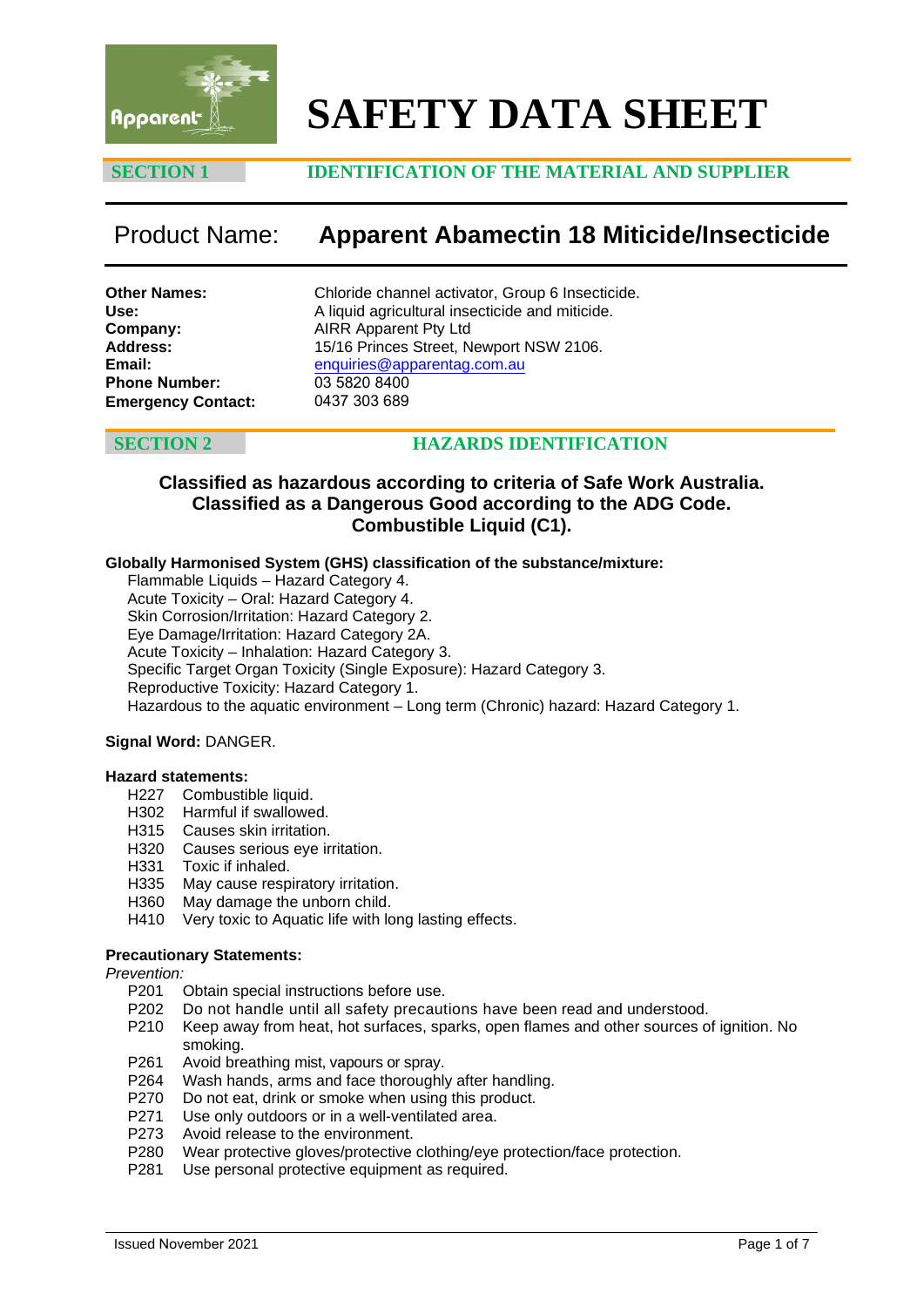# SAFETY DATA SHEET

## SECTION 1 IDENTIFICATION OF THE MATERIAL AND SUPPLIER

### Product Name: Apparent Abamectin 18 Miticide/Insecticide

**Other Names:** Chloride channel activator, Group 6 Insecticide.
**Use:** A liquid agricultural insecticide and miticide.
**Company:** AIRR Apparent Pty Ltd
**Address:** 15/16 Princes Street, Newport NSW 2106.
**Email:** enquiries@apparentag.com.au
**Phone Number:** 03 5820 8400
**Emergency Contact:** 0437 303 689

## SECTION 2 HAZARDS IDENTIFICATION

**Classified as hazardous according to criteria of Safe Work Australia.**
**Classified as a Dangerous Good according to the ADG Code.**
**Combustible Liquid (C1).**

**Globally Harmonised System (GHS) classification of the substance/mixture:**

Flammable Liquids – Hazard Category 4.
Acute Toxicity – Oral: Hazard Category 4.
Skin Corrosion/Irritation: Hazard Category 2.
Eye Damage/Irritation: Hazard Category 2A.
Acute Toxicity – Inhalation: Hazard Category 3.
Specific Target Organ Toxicity (Single Exposure): Hazard Category 3.
Reproductive Toxicity: Hazard Category 1.
Hazardous to the aquatic environment – Long term (Chronic) hazard: Hazard Category 1.

**Signal Word:** DANGER.

**Hazard statements:**

H227 Combustible liquid.
H302 Harmful if swallowed.
H315 Causes skin irritation.
H320 Causes serious eye irritation.
H331 Toxic if inhaled.
H335 May cause respiratory irritation.
H360 May damage the unborn child.
H410 Very toxic to Aquatic life with long lasting effects.

**Precautionary Statements:**

*Prevention:*

P201 Obtain special instructions before use.
P202 Do not handle until all safety precautions have been read and understood.
P210 Keep away from heat, hot surfaces, sparks, open flames and other sources of ignition. No smoking.
P261 Avoid breathing mist, vapours or spray.
P264 Wash hands, arms and face thoroughly after handling.
P270 Do not eat, drink or smoke when using this product.
P271 Use only outdoors or in a well-ventilated area.
P273 Avoid release to the environment.
P280 Wear protective gloves/protective clothing/eye protection/face protection.
P281 Use personal protective equipment as required.

Issued November 2021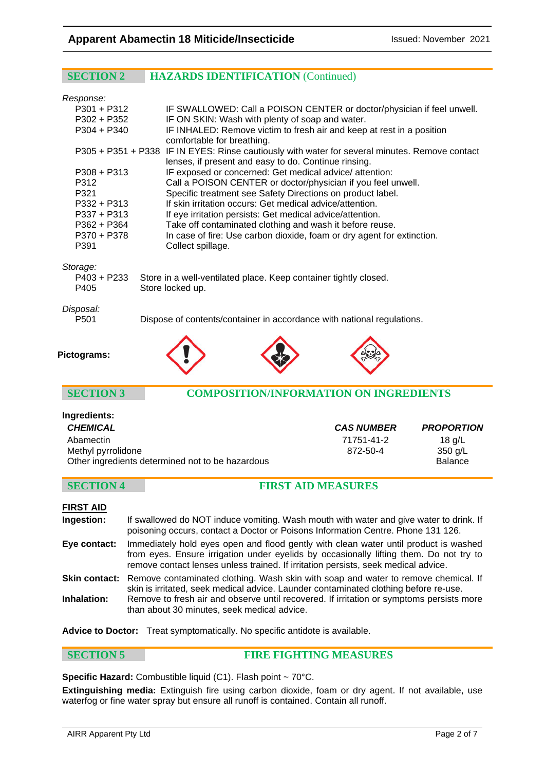## SECTION 2 HAZARDS IDENTIFICATION (Continued)

*Response:*

| | |
|---|---|
| P301 + P312 | IF SWALLOWED: Call a POISON CENTER or doctor/physician if feel unwell. |
| P302 + P352 | IF ON SKIN: Wash with plenty of soap and water. |
| P304 + P340 | IF INHALED: Remove victim to fresh air and keep at rest in a position comfortable for breathing. |
| P305 + P351 + P338 | IF IN EYES: Rinse cautiously with water for several minutes. Remove contact lenses, if present and easy to do. Continue rinsing. |
| P308 + P313 | IF exposed or concerned: Get medical advice/ attention: |
| P312 | Call a POISON CENTER or doctor/physician if you feel unwell. |
| P321 | Specific treatment see Safety Directions on product label. |
| P332 + P313 | If skin irritation occurs: Get medical advice/attention. |
| P337 + P313 | If eye irritation persists: Get medical advice/attention. |
| P362 + P364 | Take off contaminated clothing and wash it before reuse. |
| P370 + P378 | In case of fire: Use carbon dioxide, foam or dry agent for extinction. |
| P391 | Collect spillage. |

*Storage:*

| | |
|---|---|
| P403 + P233 | Store in a well-ventilated place. Keep container tightly closed. |
| P405 | Store locked up. |

*Disposal:*

| | |
|---|---|
| P501 | Dispose of contents/container in accordance with national regulations. |

**Pictograms:**

## SECTION 3 COMPOSITION/INFORMATION ON INGREDIENTS

**Ingredients:**

| ***CHEMICAL*** | ***CAS NUMBER*** | ***PROPORTION*** |
|---|---|---|
| Abamectin | 71751-41-2 | 18 g/L |
| Methyl pyrrolidone | 872-50-4 | 350 g/L |
| Other ingredients determined not to be hazardous | | Balance |

## SECTION 4 FIRST AID MEASURES

**FIRST AID**

**Ingestion:** If swallowed do NOT induce vomiting. Wash mouth with water and give water to drink. If poisoning occurs, contact a Doctor or Poisons Information Centre. Phone 131 126.

**Eye contact:** Immediately hold eyes open and flood gently with clean water until product is washed from eyes. Ensure irrigation under eyelids by occasionally lifting them. Do not try to remove contact lenses unless trained. If irritation persists, seek medical advice.

**Skin contact:** Remove contaminated clothing. Wash skin with soap and water to remove chemical. If skin is irritated, seek medical advice. Launder contaminated clothing before re-use.

**Inhalation:** Remove to fresh air and observe until recovered. If irritation or symptoms persists more than about 30 minutes, seek medical advice.

**Advice to Doctor:** Treat symptomatically. No specific antidote is available.

## SECTION 5 FIRE FIGHTING MEASURES

**Specific Hazard:** Combustible liquid (C1). Flash point ~ 70°C.

**Extinguishing media:** Extinguish fire using carbon dioxide, foam or dry agent. If not available, use waterfog or fine water spray but ensure all runoff is contained. Contain all runoff.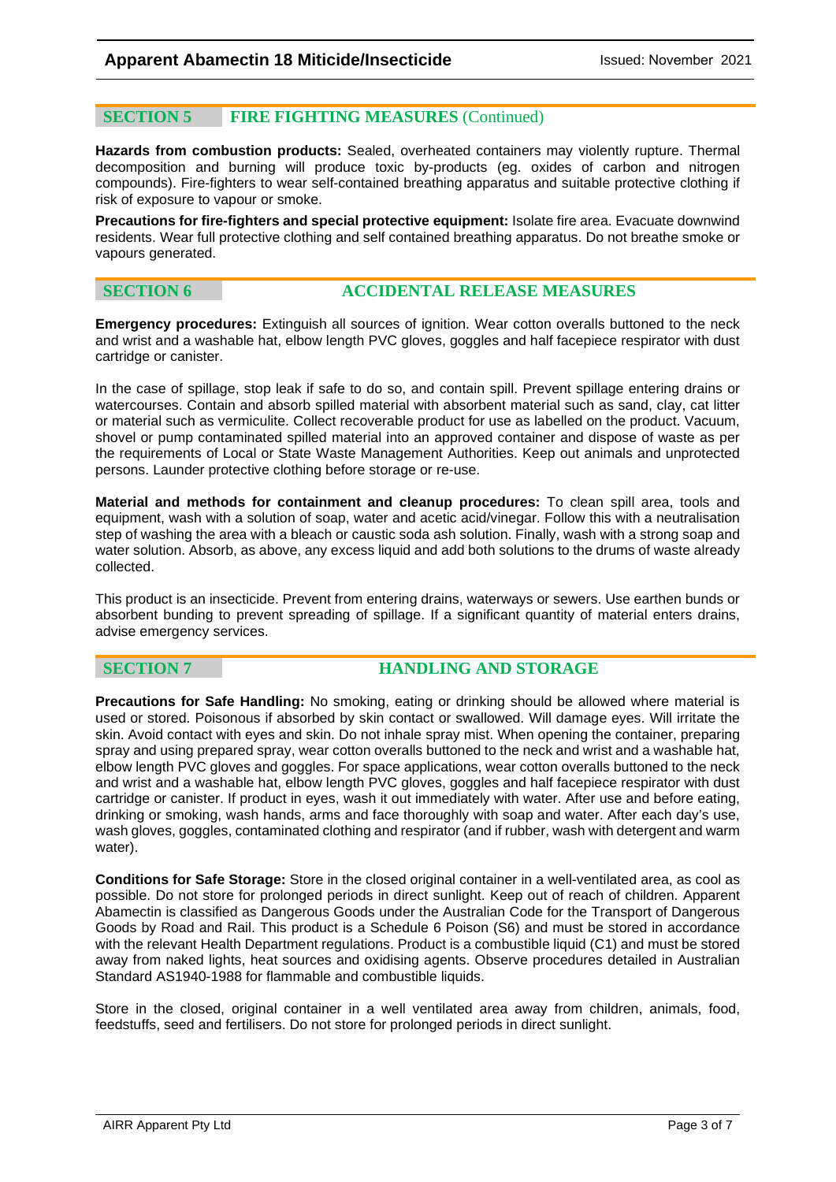## SECTION 5 FIRE FIGHTING MEASURES (Continued)

**Hazards from combustion products:** Sealed, overheated containers may violently rupture. Thermal decomposition and burning will produce toxic by-products (eg. oxides of carbon and nitrogen compounds). Fire-fighters to wear self-contained breathing apparatus and suitable protective clothing if risk of exposure to vapour or smoke.

**Precautions for fire-fighters and special protective equipment:** Isolate fire area. Evacuate downwind residents. Wear full protective clothing and self contained breathing apparatus. Do not breathe smoke or vapours generated.

## SECTION 6 ACCIDENTAL RELEASE MEASURES

**Emergency procedures:** Extinguish all sources of ignition. Wear cotton overalls buttoned to the neck and wrist and a washable hat, elbow length PVC gloves, goggles and half facepiece respirator with dust cartridge or canister.

In the case of spillage, stop leak if safe to do so, and contain spill. Prevent spillage entering drains or watercourses. Contain and absorb spilled material with absorbent material such as sand, clay, cat litter or material such as vermiculite. Collect recoverable product for use as labelled on the product. Vacuum, shovel or pump contaminated spilled material into an approved container and dispose of waste as per the requirements of Local or State Waste Management Authorities. Keep out animals and unprotected persons. Launder protective clothing before storage or re-use.

**Material and methods for containment and cleanup procedures:** To clean spill area, tools and equipment, wash with a solution of soap, water and acetic acid/vinegar. Follow this with a neutralisation step of washing the area with a bleach or caustic soda ash solution. Finally, wash with a strong soap and water solution. Absorb, as above, any excess liquid and add both solutions to the drums of waste already collected.

This product is an insecticide. Prevent from entering drains, waterways or sewers. Use earthen bunds or absorbent bunding to prevent spreading of spillage. If a significant quantity of material enters drains, advise emergency services.

## SECTION 7 HANDLING AND STORAGE

**Precautions for Safe Handling:** No smoking, eating or drinking should be allowed where material is used or stored. Poisonous if absorbed by skin contact or swallowed. Will damage eyes. Will irritate the skin. Avoid contact with eyes and skin. Do not inhale spray mist. When opening the container, preparing spray and using prepared spray, wear cotton overalls buttoned to the neck and wrist and a washable hat, elbow length PVC gloves and goggles. For space applications, wear cotton overalls buttoned to the neck and wrist and a washable hat, elbow length PVC gloves, goggles and half facepiece respirator with dust cartridge or canister. If product in eyes, wash it out immediately with water. After use and before eating, drinking or smoking, wash hands, arms and face thoroughly with soap and water. After each day's use, wash gloves, goggles, contaminated clothing and respirator (and if rubber, wash with detergent and warm water).

**Conditions for Safe Storage:** Store in the closed original container in a well-ventilated area, as cool as possible. Do not store for prolonged periods in direct sunlight. Keep out of reach of children. Apparent Abamectin is classified as Dangerous Goods under the Australian Code for the Transport of Dangerous Goods by Road and Rail. This product is a Schedule 6 Poison (S6) and must be stored in accordance with the relevant Health Department regulations. Product is a combustible liquid (C1) and must be stored away from naked lights, heat sources and oxidising agents. Observe procedures detailed in Australian Standard AS1940-1988 for flammable and combustible liquids.

Store in the closed, original container in a well ventilated area away from children, animals, food, feedstuffs, seed and fertilisers. Do not store for prolonged periods in direct sunlight.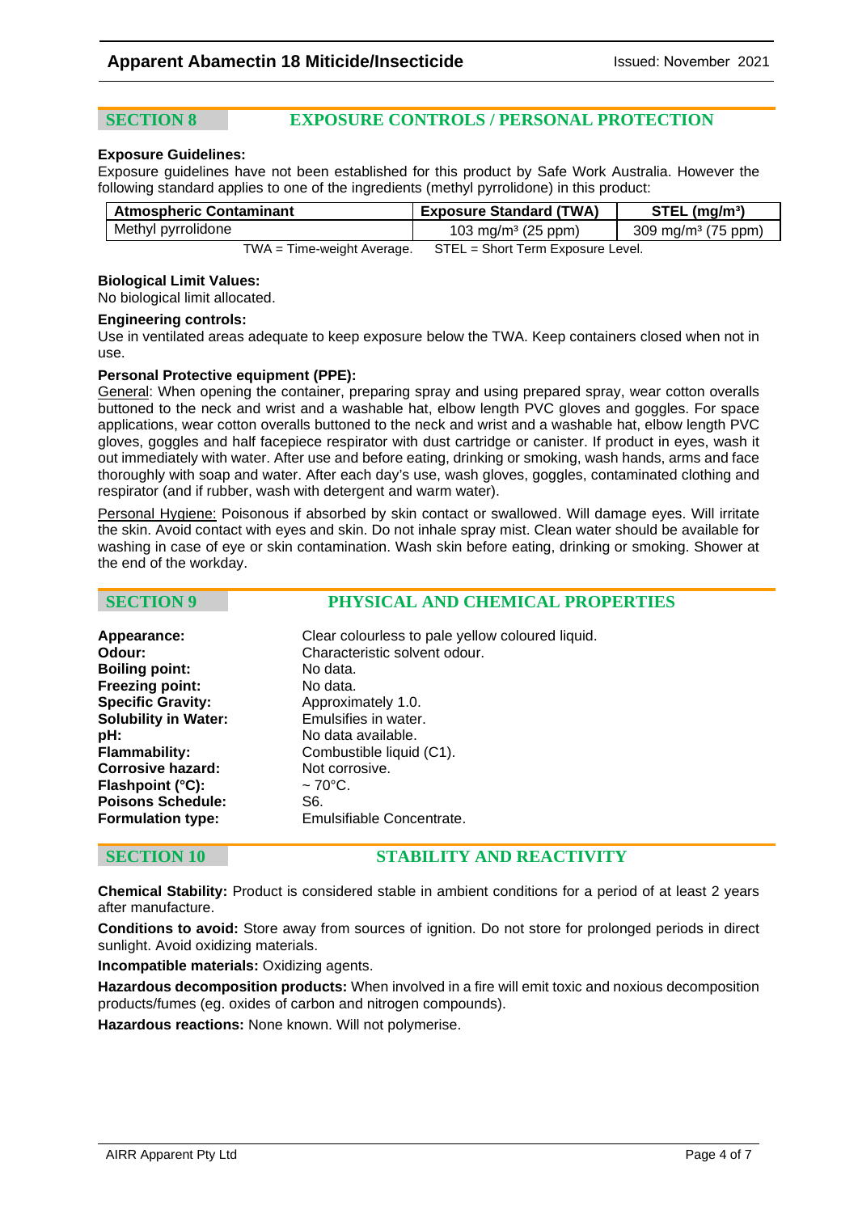## SECTION 8 EXPOSURE CONTROLS / PERSONAL PROTECTION

**Exposure Guidelines:**
Exposure guidelines have not been established for this product by Safe Work Australia. However the following standard applies to one of the ingredients (methyl pyrrolidone) in this product:

| Atmospheric Contaminant | Exposure Standard (TWA) | STEL (mg/m³) |
|---|---|---|
| Methyl pyrrolidone | 103 mg/m³ (25 ppm) | 309 mg/m³ (75 ppm) |

TWA = Time-weight Average. STEL = Short Term Exposure Level.

**Biological Limit Values:**
No biological limit allocated.

**Engineering controls:**
Use in ventilated areas adequate to keep exposure below the TWA. Keep containers closed when not in use.

**Personal Protective equipment (PPE):**
General: When opening the container, preparing spray and using prepared spray, wear cotton overalls buttoned to the neck and wrist and a washable hat, elbow length PVC gloves and goggles. For space applications, wear cotton overalls buttoned to the neck and wrist and a washable hat, elbow length PVC gloves, goggles and half facepiece respirator with dust cartridge or canister. If product in eyes, wash it out immediately with water. After use and before eating, drinking or smoking, wash hands, arms and face thoroughly with soap and water. After each day's use, wash gloves, goggles, contaminated clothing and respirator (and if rubber, wash with detergent and warm water).

Personal Hygiene: Poisonous if absorbed by skin contact or swallowed. Will damage eyes. Will irritate the skin. Avoid contact with eyes and skin. Do not inhale spray mist. Clean water should be available for washing in case of eye or skin contamination. Wash skin before eating, drinking or smoking. Shower at the end of the workday.

## SECTION 9 PHYSICAL AND CHEMICAL PROPERTIES

**Appearance:** Clear colourless to pale yellow coloured liquid.
**Odour:** Characteristic solvent odour.
**Boiling point:** No data.
**Freezing point:** No data.
**Specific Gravity:** Approximately 1.0.
**Solubility in Water:** Emulsifies in water.
**pH:** No data available.
**Flammability:** Combustible liquid (C1).
**Corrosive hazard:** Not corrosive.
**Flashpoint (°C):** ~ 70°C.
**Poisons Schedule:** S6.
**Formulation type:** Emulsifiable Concentrate.

## SECTION 10 STABILITY AND REACTIVITY

**Chemical Stability:** Product is considered stable in ambient conditions for a period of at least 2 years after manufacture.

**Conditions to avoid:** Store away from sources of ignition. Do not store for prolonged periods in direct sunlight. Avoid oxidizing materials.

**Incompatible materials:** Oxidizing agents.

**Hazardous decomposition products:** When involved in a fire will emit toxic and noxious decomposition products/fumes (eg. oxides of carbon and nitrogen compounds).

**Hazardous reactions:** None known. Will not polymerise.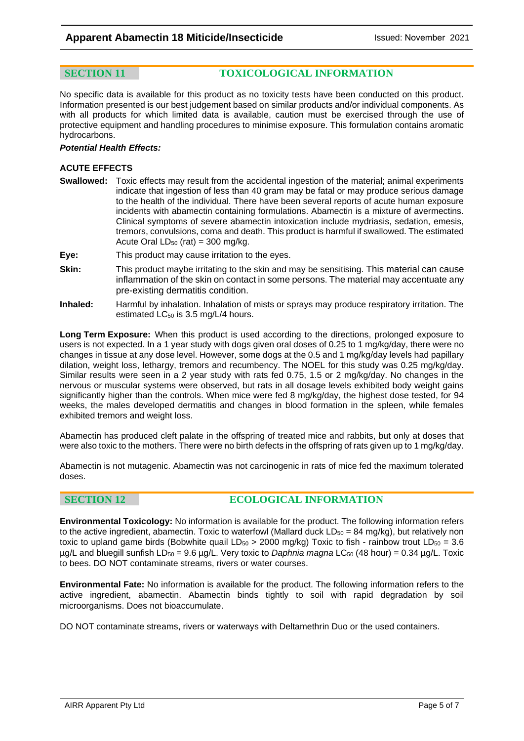## SECTION 11 TOXICOLOGICAL INFORMATION

No specific data is available for this product as no toxicity tests have been conducted on this product. Information presented is our best judgement based on similar products and/or individual components. As with all products for which limited data is available, caution must be exercised through the use of protective equipment and handling procedures to minimise exposure. This formulation contains aromatic hydrocarbons.

***Potential Health Effects:***

**ACUTE EFFECTS**

**Swallowed:** Toxic effects may result from the accidental ingestion of the material; animal experiments indicate that ingestion of less than 40 gram may be fatal or may produce serious damage to the health of the individual. There have been several reports of acute human exposure incidents with abamectin containing formulations. Abamectin is a mixture of avermectins. Clinical symptoms of severe abamectin intoxication include mydriasis, sedation, emesis, tremors, convulsions, coma and death. This product is harmful if swallowed. The estimated Acute Oral $LD_{50}$ (rat) = 300 mg/kg.

**Eye:** This product may cause irritation to the eyes.

**Skin:** This product maybe irritating to the skin and may be sensitising. This material can cause inflammation of the skin on contact in some persons. The material may accentuate any pre-existing dermatitis condition.

**Inhaled:** Harmful by inhalation. Inhalation of mists or sprays may produce respiratory irritation. The estimated $LC_{50}$ is 3.5 mg/L/4 hours.

**Long Term Exposure:** When this product is used according to the directions, prolonged exposure to users is not expected. In a 1 year study with dogs given oral doses of 0.25 to 1 mg/kg/day, there were no changes in tissue at any dose level. However, some dogs at the 0.5 and 1 mg/kg/day levels had papillary dilation, weight loss, lethargy, tremors and recumbency. The NOEL for this study was 0.25 mg/kg/day. Similar results were seen in a 2 year study with rats fed 0.75, 1.5 or 2 mg/kg/day. No changes in the nervous or muscular systems were observed, but rats in all dosage levels exhibited body weight gains significantly higher than the controls. When mice were fed 8 mg/kg/day, the highest dose tested, for 94 weeks, the males developed dermatitis and changes in blood formation in the spleen, while females exhibited tremors and weight loss.

Abamectin has produced cleft palate in the offspring of treated mice and rabbits, but only at doses that were also toxic to the mothers. There were no birth defects in the offspring of rats given up to 1 mg/kg/day.

Abamectin is not mutagenic. Abamectin was not carcinogenic in rats of mice fed the maximum tolerated doses.

## SECTION 12 ECOLOGICAL INFORMATION

**Environmental Toxicology:** No information is available for the product. The following information refers to the active ingredient, abamectin. Toxic to waterfowl (Mallard duck $LD_{50}$ = 84 mg/kg), but relatively non toxic to upland game birds (Bobwhite quail $LD_{50}$ > 2000 mg/kg) Toxic to fish - rainbow trout $LD_{50}$ = 3.6 µg/L and bluegill sunfish $LD_{50}$ = 9.6 µg/L. Very toxic to *Daphnia magna* $LC_{50}$ (48 hour) = 0.34 µg/L. Toxic to bees. DO NOT contaminate streams, rivers or water courses.

**Environmental Fate:** No information is available for the product. The following information refers to the active ingredient, abamectin. Abamectin binds tightly to soil with rapid degradation by soil microorganisms. Does not bioaccumulate.

DO NOT contaminate streams, rivers or waterways with Deltamethrin Duo or the used containers.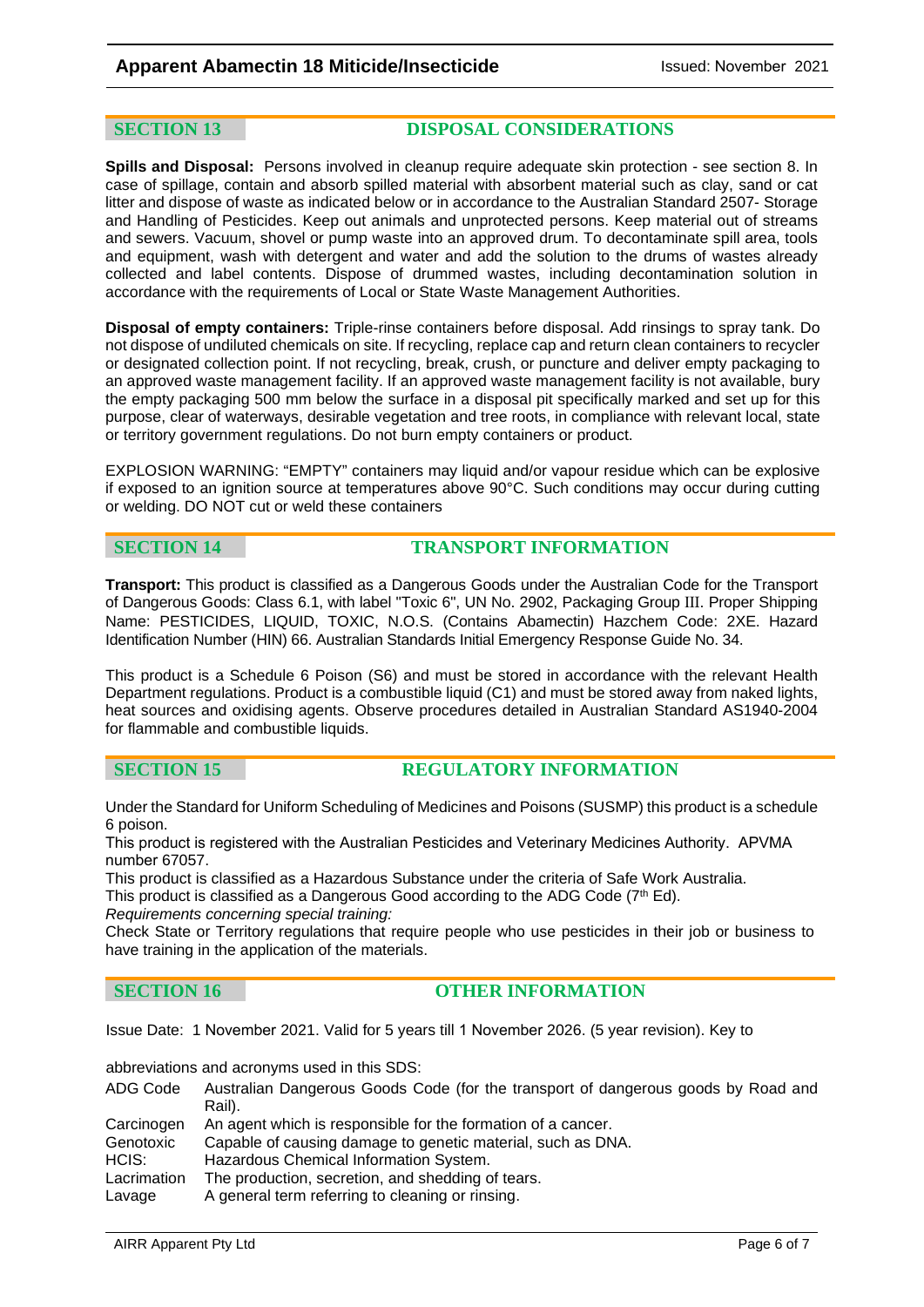## SECTION 13 DISPOSAL CONSIDERATIONS

**Spills and Disposal:** Persons involved in cleanup require adequate skin protection - see section 8. In case of spillage, contain and absorb spilled material with absorbent material such as clay, sand or cat litter and dispose of waste as indicated below or in accordance to the Australian Standard 2507- Storage and Handling of Pesticides. Keep out animals and unprotected persons. Keep material out of streams and sewers. Vacuum, shovel or pump waste into an approved drum. To decontaminate spill area, tools and equipment, wash with detergent and water and add the solution to the drums of wastes already collected and label contents. Dispose of drummed wastes, including decontamination solution in accordance with the requirements of Local or State Waste Management Authorities.

**Disposal of empty containers:** Triple-rinse containers before disposal. Add rinsings to spray tank. Do not dispose of undiluted chemicals on site. If recycling, replace cap and return clean containers to recycler or designated collection point. If not recycling, break, crush, or puncture and deliver empty packaging to an approved waste management facility. If an approved waste management facility is not available, bury the empty packaging 500 mm below the surface in a disposal pit specifically marked and set up for this purpose, clear of waterways, desirable vegetation and tree roots, in compliance with relevant local, state or territory government regulations. Do not burn empty containers or product.

EXPLOSION WARNING: "EMPTY" containers may liquid and/or vapour residue which can be explosive if exposed to an ignition source at temperatures above 90°C. Such conditions may occur during cutting or welding. DO NOT cut or weld these containers

## SECTION 14 TRANSPORT INFORMATION

**Transport:** This product is classified as a Dangerous Goods under the Australian Code for the Transport of Dangerous Goods: Class 6.1, with label "Toxic 6", UN No. 2902, Packaging Group III. Proper Shipping Name: PESTICIDES, LIQUID, TOXIC, N.O.S. (Contains Abamectin) Hazchem Code: 2XE. Hazard Identification Number (HIN) 66. Australian Standards Initial Emergency Response Guide No. 34.

This product is a Schedule 6 Poison (S6) and must be stored in accordance with the relevant Health Department regulations. Product is a combustible liquid (C1) and must be stored away from naked lights, heat sources and oxidising agents. Observe procedures detailed in Australian Standard AS1940-2004 for flammable and combustible liquids.

## SECTION 15 REGULATORY INFORMATION

Under the Standard for Uniform Scheduling of Medicines and Poisons (SUSMP) this product is a schedule 6 poison.
This product is registered with the Australian Pesticides and Veterinary Medicines Authority. APVMA number 67057.
This product is classified as a Hazardous Substance under the criteria of Safe Work Australia.
This product is classified as a Dangerous Good according to the ADG Code (7th Ed).
*Requirements concerning special training:*
Check State or Territory regulations that require people who use pesticides in their job or business to have training in the application of the materials.

## SECTION 16 OTHER INFORMATION

Issue Date: 1 November 2021. Valid for 5 years till 1 November 2026. (5 year revision). Key to

abbreviations and acronyms used in this SDS:

| | |
|---|---|
| ADG Code | Australian Dangerous Goods Code (for the transport of dangerous goods by Road and Rail). |
| Carcinogen | An agent which is responsible for the formation of a cancer. |
| Genotoxic | Capable of causing damage to genetic material, such as DNA. |
| HCIS: | Hazardous Chemical Information System. |
| Lacrimation | The production, secretion, and shedding of tears. |
| Lavage | A general term referring to cleaning or rinsing. |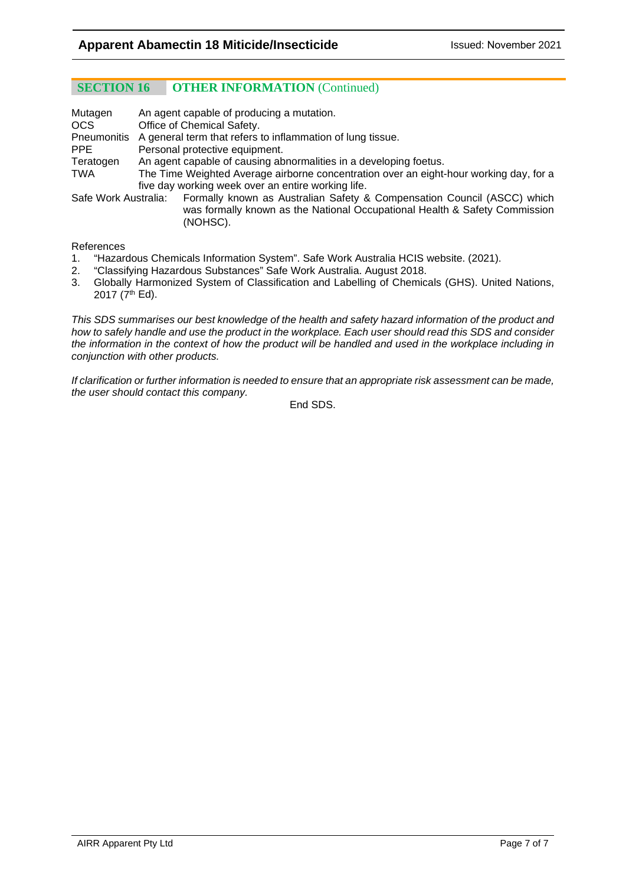## SECTION 16 OTHER INFORMATION (Continued)

| | |
|---|---|
| Mutagen | An agent capable of producing a mutation. |
| OCS | Office of Chemical Safety. |
| Pneumonitis | A general term that refers to inflammation of lung tissue. |
| PPE | Personal protective equipment. |
| Teratogen | An agent capable of causing abnormalities in a developing foetus. |
| TWA | The Time Weighted Average airborne concentration over an eight-hour working day, for a five day working week over an entire working life. |
| Safe Work Australia: | Formally known as Australian Safety & Compensation Council (ASCC) which was formally known as the National Occupational Health & Safety Commission (NOHSC). |

References

1. "Hazardous Chemicals Information System". Safe Work Australia HCIS website. (2021).
2. "Classifying Hazardous Substances" Safe Work Australia. August 2018.
3. Globally Harmonized System of Classification and Labelling of Chemicals (GHS). United Nations, 2017 (7th Ed).

*This SDS summarises our best knowledge of the health and safety hazard information of the product and how to safely handle and use the product in the workplace. Each user should read this SDS and consider the information in the context of how the product will be handled and used in the workplace including in conjunction with other products.*

*If clarification or further information is needed to ensure that an appropriate risk assessment can be made, the user should contact this company.*

End SDS.